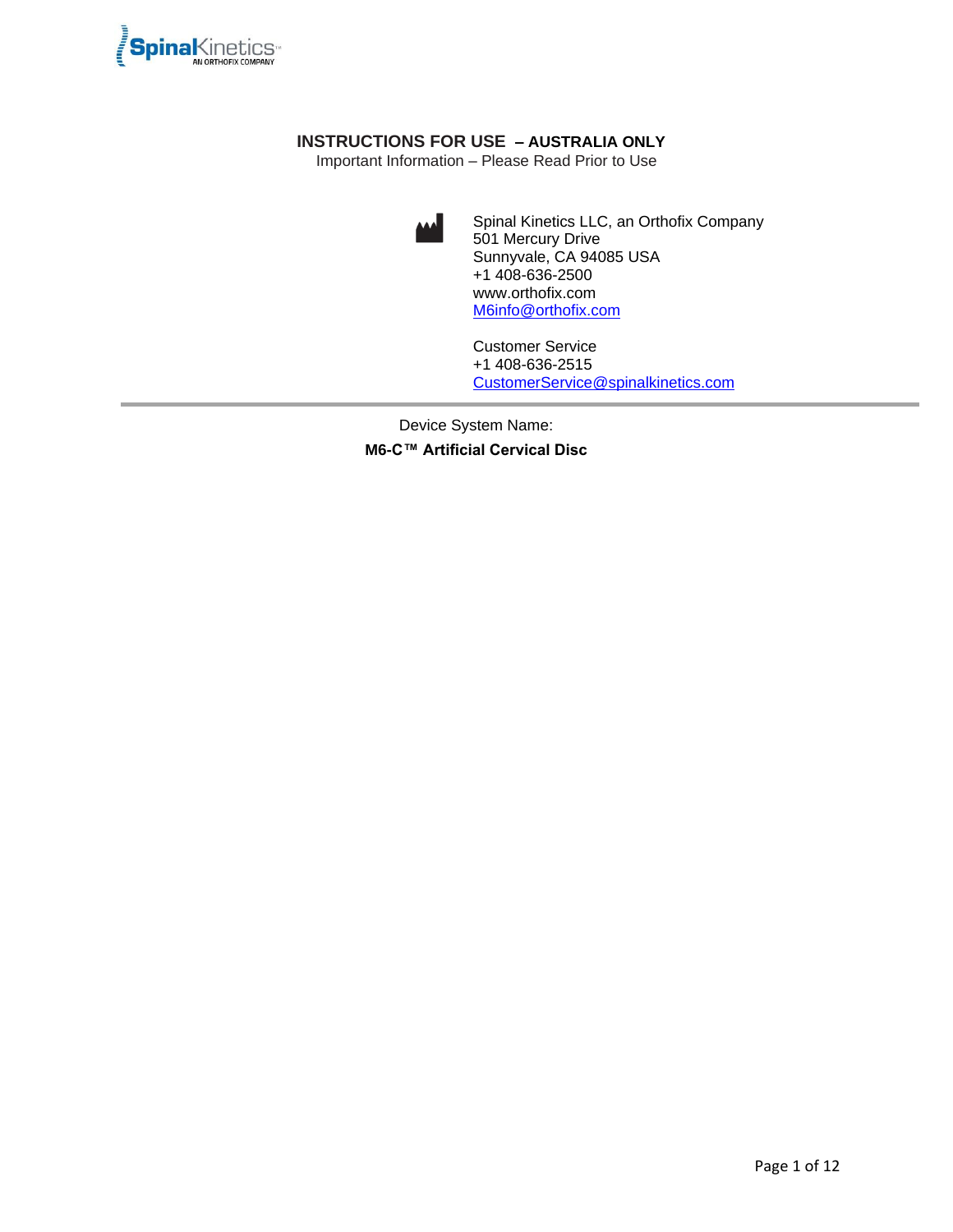SpinalKinetics™
AN ORTHOFIX COMPANY

# INSTRUCTIONS FOR USE – AUSTRALIA ONLY

Important Information – Please Read Prior to Use

Spinal Kinetics LLC, an Orthofix Company
501 Mercury Drive
Sunnyvale, CA 94085 USA
+1 408-636-2500
www.orthofix.com
M6info@orthofix.com

Customer Service
+1 408-636-2515
CustomerService@spinalkinetics.com

---

Device System Name:

**M6-C™ Artificial Cervical Disc**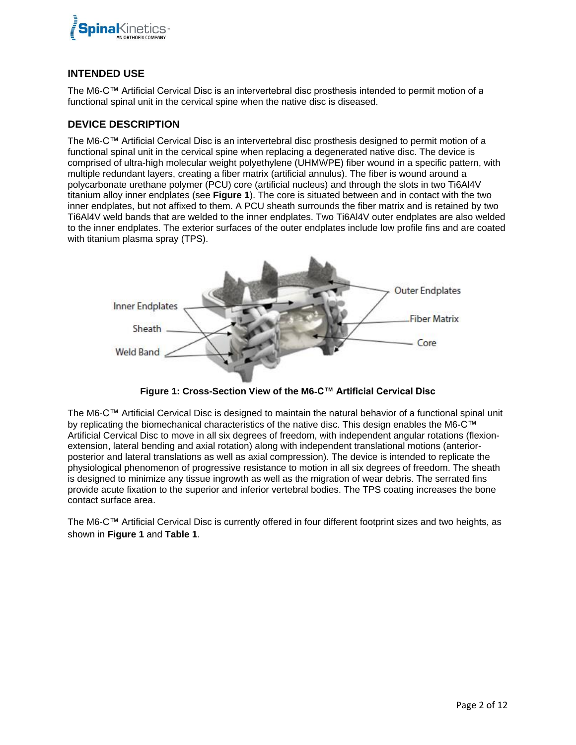## INTENDED USE

The M6-C™ Artificial Cervical Disc is an intervertebral disc prosthesis intended to permit motion of a functional spinal unit in the cervical spine when the native disc is diseased.

## DEVICE DESCRIPTION

The M6-C™ Artificial Cervical Disc is an intervertebral disc prosthesis designed to permit motion of a functional spinal unit in the cervical spine when replacing a degenerated native disc. The device is comprised of ultra-high molecular weight polyethylene (UHMWPE) fiber wound in a specific pattern, with multiple redundant layers, creating a fiber matrix (artificial annulus). The fiber is wound around a polycarbonate urethane polymer (PCU) core (artificial nucleus) and through the slots in two Ti6Al4V titanium alloy inner endplates (see **Figure 1**). The core is situated between and in contact with the two inner endplates, but not affixed to them. A PCU sheath surrounds the fiber matrix and is retained by two Ti6Al4V weld bands that are welded to the inner endplates. Two Ti6Al4V outer endplates are also welded to the inner endplates. The exterior surfaces of the outer endplates include low profile fins and are coated with titanium plasma spray (TPS).

Inner Endplates

Sheath

Weld Band

Outer Endplates

Fiber Matrix

Core

**Figure 1: Cross-Section View of the M6-C™ Artificial Cervical Disc**

The M6-C™ Artificial Cervical Disc is designed to maintain the natural behavior of a functional spinal unit by replicating the biomechanical characteristics of the native disc. This design enables the M6-C™ Artificial Cervical Disc to move in all six degrees of freedom, with independent angular rotations (flexion-extension, lateral bending and axial rotation) along with independent translational motions (anterior-posterior and lateral translations as well as axial compression). The device is intended to replicate the physiological phenomenon of progressive resistance to motion in all six degrees of freedom. The sheath is designed to minimize any tissue ingrowth as well as the migration of wear debris. The serrated fins provide acute fixation to the superior and inferior vertebral bodies. The TPS coating increases the bone contact surface area.

The M6-C™ Artificial Cervical Disc is currently offered in four different footprint sizes and two heights, as shown in **Figure 1** and **Table 1**.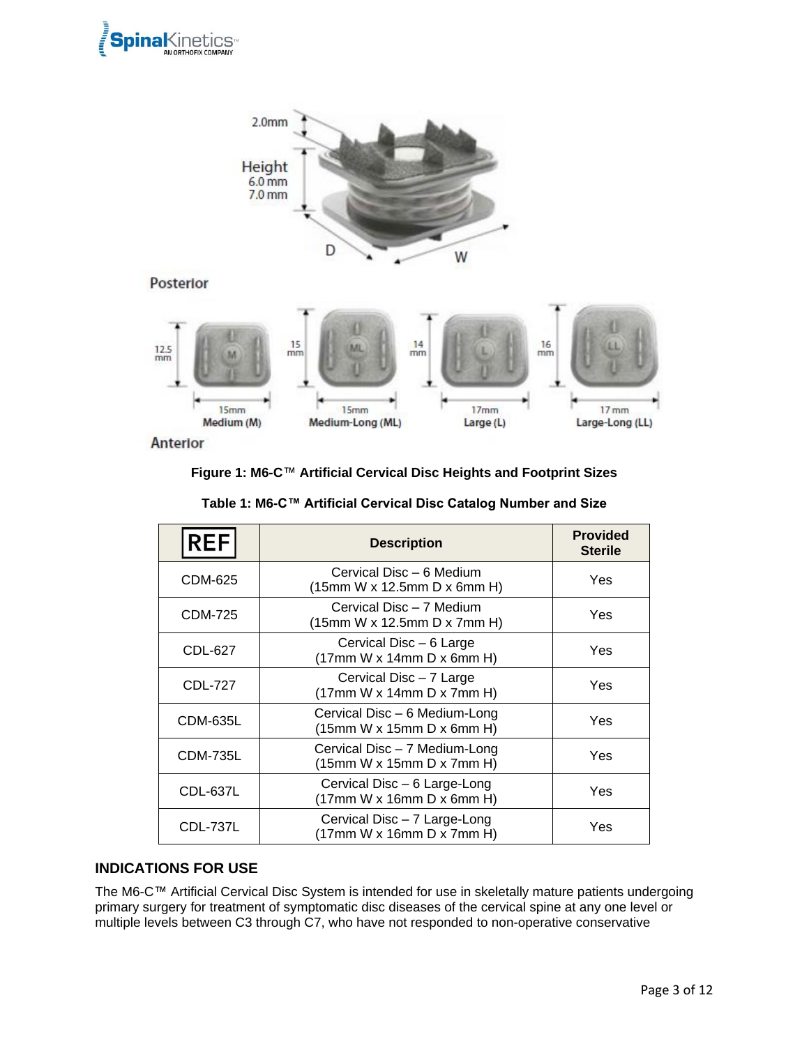Figure 1: M6-C™ Artificial Cervical Disc Heights and Footprint Sizes

**Table 1: M6-C™ Artificial Cervical Disc Catalog Number and Size**

| REF | Description | Provided Sterile |
|---|---|---|
| CDM-625 | Cervical Disc – 6 Medium (15mm W x 12.5mm D x 6mm H) | Yes |
| CDM-725 | Cervical Disc – 7 Medium (15mm W x 12.5mm D x 7mm H) | Yes |
| CDL-627 | Cervical Disc – 6 Large (17mm W x 14mm D x 6mm H) | Yes |
| CDL-727 | Cervical Disc – 7 Large (17mm W x 14mm D x 7mm H) | Yes |
| CDM-635L | Cervical Disc – 6 Medium-Long (15mm W x 15mm D x 6mm H) | Yes |
| CDM-735L | Cervical Disc – 7 Medium-Long (15mm W x 15mm D x 7mm H) | Yes |
| CDL-637L | Cervical Disc – 6 Large-Long (17mm W x 16mm D x 6mm H) | Yes |
| CDL-737L | Cervical Disc – 7 Large-Long (17mm W x 16mm D x 7mm H) | Yes |

## INDICATIONS FOR USE

The M6-C™ Artificial Cervical Disc System is intended for use in skeletally mature patients undergoing primary surgery for treatment of symptomatic disc diseases of the cervical spine at any one level or multiple levels between C3 through C7, who have not responded to non-operative conservative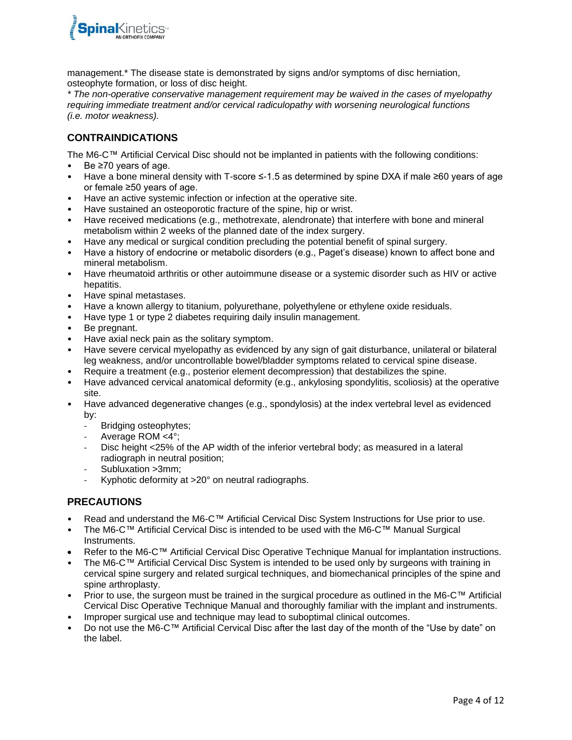management.* The disease state is demonstrated by signs and/or symptoms of disc herniation, osteophyte formation, or loss of disc height.

*\* The non-operative conservative management requirement may be waived in the cases of myelopathy requiring immediate treatment and/or cervical radiculopathy with worsening neurological functions (i.e. motor weakness).*

## CONTRAINDICATIONS

The M6-C™ Artificial Cervical Disc should not be implanted in patients with the following conditions:

- Be ≥70 years of age.
- Have a bone mineral density with T-score ≤-1.5 as determined by spine DXA if male ≥60 years of age or female ≥50 years of age.
- Have an active systemic infection or infection at the operative site.
- Have sustained an osteoporotic fracture of the spine, hip or wrist.
- Have received medications (e.g., methotrexate, alendronate) that interfere with bone and mineral metabolism within 2 weeks of the planned date of the index surgery.
- Have any medical or surgical condition precluding the potential benefit of spinal surgery.
- Have a history of endocrine or metabolic disorders (e.g., Paget's disease) known to affect bone and mineral metabolism.
- Have rheumatoid arthritis or other autoimmune disease or a systemic disorder such as HIV or active hepatitis.
- Have spinal metastases.
- Have a known allergy to titanium, polyurethane, polyethylene or ethylene oxide residuals.
- Have type 1 or type 2 diabetes requiring daily insulin management.
- Be pregnant.
- Have axial neck pain as the solitary symptom.
- Have severe cervical myelopathy as evidenced by any sign of gait disturbance, unilateral or bilateral leg weakness, and/or uncontrollable bowel/bladder symptoms related to cervical spine disease.
- Require a treatment (e.g., posterior element decompression) that destabilizes the spine.
- Have advanced cervical anatomical deformity (e.g., ankylosing spondylitis, scoliosis) at the operative site.
- Have advanced degenerative changes (e.g., spondylosis) at the index vertebral level as evidenced by:
  - Bridging osteophytes;
  - Average ROM <4°;
  - Disc height <25% of the AP width of the inferior vertebral body; as measured in a lateral radiograph in neutral position;
  - Subluxation >3mm;
  - Kyphotic deformity at >20° on neutral radiographs.

## PRECAUTIONS

- Read and understand the M6-C™ Artificial Cervical Disc System Instructions for Use prior to use.
- The M6-C™ Artificial Cervical Disc is intended to be used with the M6-C™ Manual Surgical Instruments.
- Refer to the M6-C™ Artificial Cervical Disc Operative Technique Manual for implantation instructions.
- The M6-C™ Artificial Cervical Disc System is intended to be used only by surgeons with training in cervical spine surgery and related surgical techniques, and biomechanical principles of the spine and spine arthroplasty.
- Prior to use, the surgeon must be trained in the surgical procedure as outlined in the M6-C™ Artificial Cervical Disc Operative Technique Manual and thoroughly familiar with the implant and instruments.
- Improper surgical use and technique may lead to suboptimal clinical outcomes.
- Do not use the M6-C™ Artificial Cervical Disc after the last day of the month of the "Use by date" on the label.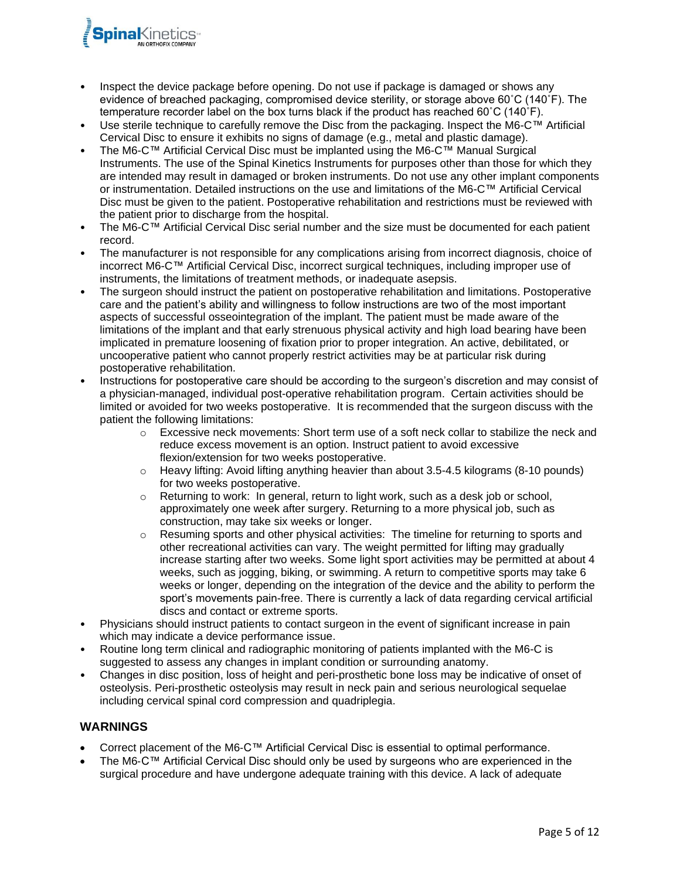- Inspect the device package before opening. Do not use if package is damaged or shows any evidence of breached packaging, compromised device sterility, or storage above 60˚C (140˚F). The temperature recorder label on the box turns black if the product has reached 60˚C (140˚F).
- Use sterile technique to carefully remove the Disc from the packaging. Inspect the M6-C™ Artificial Cervical Disc to ensure it exhibits no signs of damage (e.g., metal and plastic damage).
- The M6-C™ Artificial Cervical Disc must be implanted using the M6-C™ Manual Surgical Instruments. The use of the Spinal Kinetics Instruments for purposes other than those for which they are intended may result in damaged or broken instruments. Do not use any other implant components or instrumentation. Detailed instructions on the use and limitations of the M6-C™ Artificial Cervical Disc must be given to the patient. Postoperative rehabilitation and restrictions must be reviewed with the patient prior to discharge from the hospital.
- The M6-C™ Artificial Cervical Disc serial number and the size must be documented for each patient record.
- The manufacturer is not responsible for any complications arising from incorrect diagnosis, choice of incorrect M6-C™ Artificial Cervical Disc, incorrect surgical techniques, including improper use of instruments, the limitations of treatment methods, or inadequate asepsis.
- The surgeon should instruct the patient on postoperative rehabilitation and limitations. Postoperative care and the patient's ability and willingness to follow instructions are two of the most important aspects of successful osseointegration of the implant. The patient must be made aware of the limitations of the implant and that early strenuous physical activity and high load bearing have been implicated in premature loosening of fixation prior to proper integration. An active, debilitated, or uncooperative patient who cannot properly restrict activities may be at particular risk during postoperative rehabilitation.
- Instructions for postoperative care should be according to the surgeon's discretion and may consist of a physician-managed, individual post-operative rehabilitation program. Certain activities should be limited or avoided for two weeks postoperative. It is recommended that the surgeon discuss with the patient the following limitations:
  - Excessive neck movements: Short term use of a soft neck collar to stabilize the neck and reduce excess movement is an option. Instruct patient to avoid excessive flexion/extension for two weeks postoperative.
  - Heavy lifting: Avoid lifting anything heavier than about 3.5-4.5 kilograms (8-10 pounds) for two weeks postoperative.
  - Returning to work: In general, return to light work, such as a desk job or school, approximately one week after surgery. Returning to a more physical job, such as construction, may take six weeks or longer.
  - Resuming sports and other physical activities: The timeline for returning to sports and other recreational activities can vary. The weight permitted for lifting may gradually increase starting after two weeks. Some light sport activities may be permitted at about 4 weeks, such as jogging, biking, or swimming. A return to competitive sports may take 6 weeks or longer, depending on the integration of the device and the ability to perform the sport's movements pain-free. There is currently a lack of data regarding cervical artificial discs and contact or extreme sports.
- Physicians should instruct patients to contact surgeon in the event of significant increase in pain which may indicate a device performance issue.
- Routine long term clinical and radiographic monitoring of patients implanted with the M6-C is suggested to assess any changes in implant condition or surrounding anatomy.
- Changes in disc position, loss of height and peri-prosthetic bone loss may be indicative of onset of osteolysis. Peri-prosthetic osteolysis may result in neck pain and serious neurological sequelae including cervical spinal cord compression and quadriplegia.

## WARNINGS

- Correct placement of the M6-C™ Artificial Cervical Disc is essential to optimal performance.
- The M6-C™ Artificial Cervical Disc should only be used by surgeons who are experienced in the surgical procedure and have undergone adequate training with this device. A lack of adequate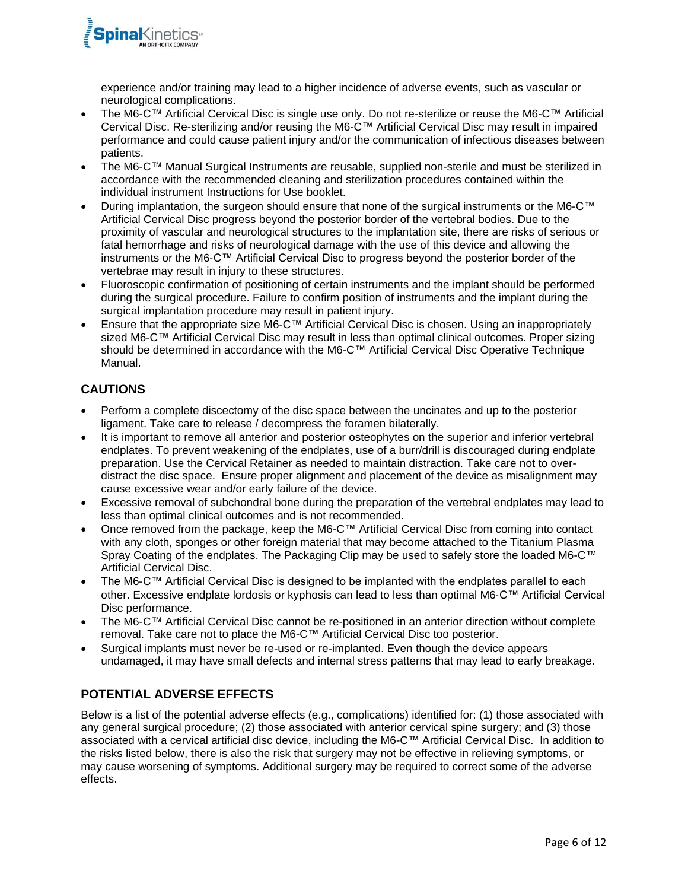experience and/or training may lead to a higher incidence of adverse events, such as vascular or neurological complications.

- The M6-C™ Artificial Cervical Disc is single use only. Do not re-sterilize or reuse the M6-C™ Artificial Cervical Disc. Re-sterilizing and/or reusing the M6-C™ Artificial Cervical Disc may result in impaired performance and could cause patient injury and/or the communication of infectious diseases between patients.
- The M6-C™ Manual Surgical Instruments are reusable, supplied non-sterile and must be sterilized in accordance with the recommended cleaning and sterilization procedures contained within the individual instrument Instructions for Use booklet.
- During implantation, the surgeon should ensure that none of the surgical instruments or the M6-C™ Artificial Cervical Disc progress beyond the posterior border of the vertebral bodies. Due to the proximity of vascular and neurological structures to the implantation site, there are risks of serious or fatal hemorrhage and risks of neurological damage with the use of this device and allowing the instruments or the M6-C™ Artificial Cervical Disc to progress beyond the posterior border of the vertebrae may result in injury to these structures.
- Fluoroscopic confirmation of positioning of certain instruments and the implant should be performed during the surgical procedure. Failure to confirm position of instruments and the implant during the surgical implantation procedure may result in patient injury.
- Ensure that the appropriate size M6-C™ Artificial Cervical Disc is chosen. Using an inappropriately sized M6-C™ Artificial Cervical Disc may result in less than optimal clinical outcomes. Proper sizing should be determined in accordance with the M6-C™ Artificial Cervical Disc Operative Technique Manual.

## CAUTIONS

- Perform a complete discectomy of the disc space between the uncinates and up to the posterior ligament. Take care to release / decompress the foramen bilaterally.
- It is important to remove all anterior and posterior osteophytes on the superior and inferior vertebral endplates. To prevent weakening of the endplates, use of a burr/drill is discouraged during endplate preparation. Use the Cervical Retainer as needed to maintain distraction. Take care not to over-distract the disc space. Ensure proper alignment and placement of the device as misalignment may cause excessive wear and/or early failure of the device.
- Excessive removal of subchondral bone during the preparation of the vertebral endplates may lead to less than optimal clinical outcomes and is not recommended.
- Once removed from the package, keep the M6-C™ Artificial Cervical Disc from coming into contact with any cloth, sponges or other foreign material that may become attached to the Titanium Plasma Spray Coating of the endplates. The Packaging Clip may be used to safely store the loaded M6-C™ Artificial Cervical Disc.
- The M6-C™ Artificial Cervical Disc is designed to be implanted with the endplates parallel to each other. Excessive endplate lordosis or kyphosis can lead to less than optimal M6-C™ Artificial Cervical Disc performance.
- The M6-C™ Artificial Cervical Disc cannot be re-positioned in an anterior direction without complete removal. Take care not to place the M6-C™ Artificial Cervical Disc too posterior.
- Surgical implants must never be re-used or re-implanted. Even though the device appears undamaged, it may have small defects and internal stress patterns that may lead to early breakage.

## POTENTIAL ADVERSE EFFECTS

Below is a list of the potential adverse effects (e.g., complications) identified for: (1) those associated with any general surgical procedure; (2) those associated with anterior cervical spine surgery; and (3) those associated with a cervical artificial disc device, including the M6-C™ Artificial Cervical Disc. In addition to the risks listed below, there is also the risk that surgery may not be effective in relieving symptoms, or may cause worsening of symptoms. Additional surgery may be required to correct some of the adverse effects.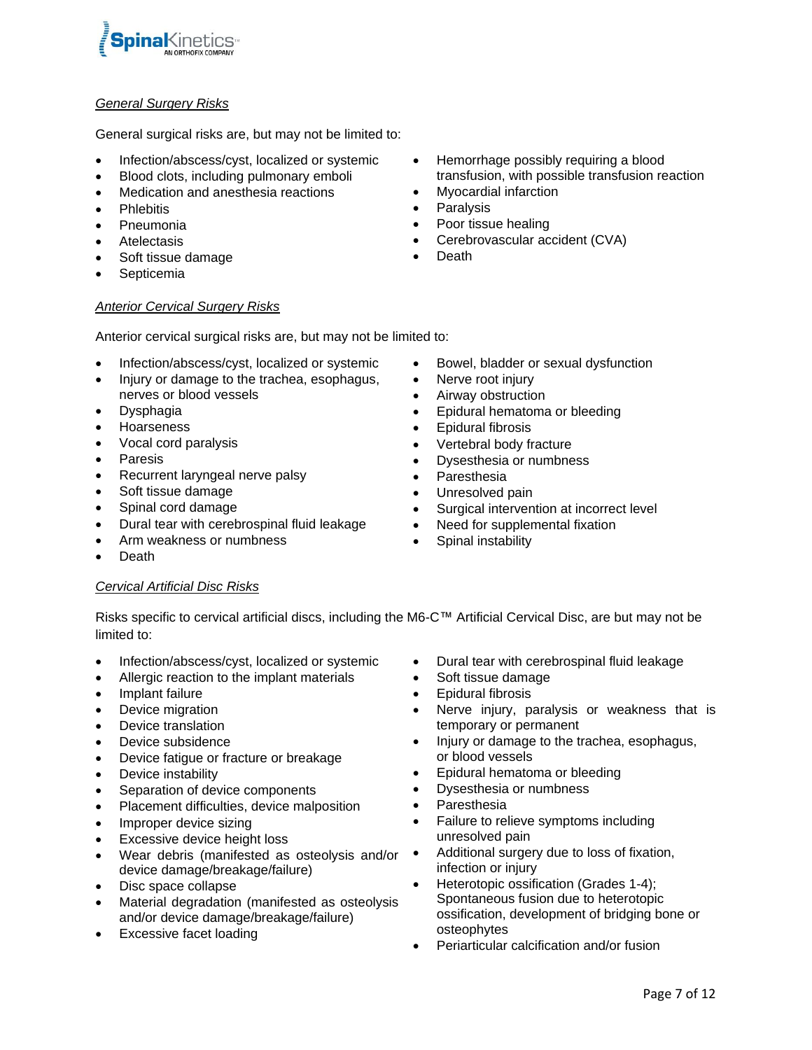*General Surgery Risks*

General surgical risks are, but may not be limited to:

- Infection/abscess/cyst, localized or systemic
- Blood clots, including pulmonary emboli
- Medication and anesthesia reactions
- Phlebitis
- Pneumonia
- Atelectasis
- Soft tissue damage
- Septicemia
- Hemorrhage possibly requiring a blood transfusion, with possible transfusion reaction
- Myocardial infarction
- Paralysis
- Poor tissue healing
- Cerebrovascular accident (CVA)
- Death

*Anterior Cervical Surgery Risks*

Anterior cervical surgical risks are, but may not be limited to:

- Infection/abscess/cyst, localized or systemic
- Injury or damage to the trachea, esophagus, nerves or blood vessels
- Dysphagia
- Hoarseness
- Vocal cord paralysis
- Paresis
- Recurrent laryngeal nerve palsy
- Soft tissue damage
- Spinal cord damage
- Dural tear with cerebrospinal fluid leakage
- Arm weakness or numbness
- Death
- Bowel, bladder or sexual dysfunction
- Nerve root injury
- Airway obstruction
- Epidural hematoma or bleeding
- Epidural fibrosis
- Vertebral body fracture
- Dysesthesia or numbness
- Paresthesia
- Unresolved pain
- Surgical intervention at incorrect level
- Need for supplemental fixation
- Spinal instability

*Cervical Artificial Disc Risks*

Risks specific to cervical artificial discs, including the M6-C™ Artificial Cervical Disc, are but may not be limited to:

- Infection/abscess/cyst, localized or systemic
- Allergic reaction to the implant materials
- Implant failure
- Device migration
- Device translation
- Device subsidence
- Device fatigue or fracture or breakage
- Device instability
- Separation of device components
- Placement difficulties, device malposition
- Improper device sizing
- Excessive device height loss
- Wear debris (manifested as osteolysis and/or device damage/breakage/failure)
- Disc space collapse
- Material degradation (manifested as osteolysis and/or device damage/breakage/failure)
- Excessive facet loading
- Dural tear with cerebrospinal fluid leakage
- Soft tissue damage
- Epidural fibrosis
- Nerve injury, paralysis or weakness that is temporary or permanent
- Injury or damage to the trachea, esophagus, or blood vessels
- Epidural hematoma or bleeding
- Dysesthesia or numbness
- Paresthesia
- Failure to relieve symptoms including unresolved pain
- Additional surgery due to loss of fixation, infection or injury
- Heterotopic ossification (Grades 1-4); Spontaneous fusion due to heterotopic ossification, development of bridging bone or osteophytes
- Periarticular calcification and/or fusion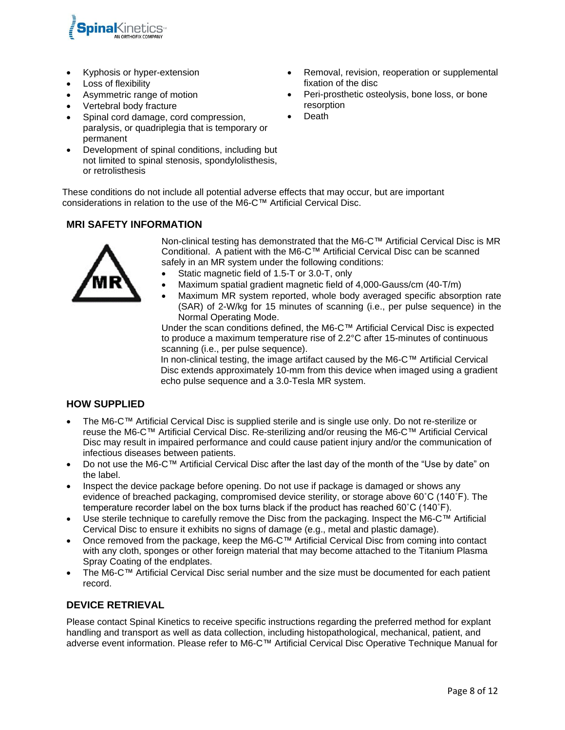- Kyphosis or hyper-extension
- Loss of flexibility
- Asymmetric range of motion
- Vertebral body fracture
- Spinal cord damage, cord compression, paralysis, or quadriplegia that is temporary or permanent
- Development of spinal conditions, including but not limited to spinal stenosis, spondylolisthesis, or retrolisthesis
- Removal, revision, reoperation or supplemental fixation of the disc
- Peri-prosthetic osteolysis, bone loss, or bone resorption
- Death

These conditions do not include all potential adverse effects that may occur, but are important considerations in relation to the use of the M6-C™ Artificial Cervical Disc.

## MRI SAFETY INFORMATION

Non-clinical testing has demonstrated that the M6-C™ Artificial Cervical Disc is MR Conditional. A patient with the M6-C™ Artificial Cervical Disc can be scanned safely in an MR system under the following conditions:

- Static magnetic field of 1.5-T or 3.0-T, only
- Maximum spatial gradient magnetic field of 4,000-Gauss/cm (40-T/m)
- Maximum MR system reported, whole body averaged specific absorption rate (SAR) of 2-W/kg for 15 minutes of scanning (i.e., per pulse sequence) in the Normal Operating Mode.

Under the scan conditions defined, the M6-C™ Artificial Cervical Disc is expected to produce a maximum temperature rise of 2.2°C after 15-minutes of continuous scanning (i.e., per pulse sequence).

In non-clinical testing, the image artifact caused by the M6-C™ Artificial Cervical Disc extends approximately 10-mm from this device when imaged using a gradient echo pulse sequence and a 3.0-Tesla MR system.

## HOW SUPPLIED

- The M6-C™ Artificial Cervical Disc is supplied sterile and is single use only. Do not re-sterilize or reuse the M6-C™ Artificial Cervical Disc. Re-sterilizing and/or reusing the M6-C™ Artificial Cervical Disc may result in impaired performance and could cause patient injury and/or the communication of infectious diseases between patients.
- Do not use the M6-C™ Artificial Cervical Disc after the last day of the month of the "Use by date" on the label.
- Inspect the device package before opening. Do not use if package is damaged or shows any evidence of breached packaging, compromised device sterility, or storage above 60˚C (140˚F). The temperature recorder label on the box turns black if the product has reached 60˚C (140˚F).
- Use sterile technique to carefully remove the Disc from the packaging. Inspect the M6-C™ Artificial Cervical Disc to ensure it exhibits no signs of damage (e.g., metal and plastic damage).
- Once removed from the package, keep the M6-C™ Artificial Cervical Disc from coming into contact with any cloth, sponges or other foreign material that may become attached to the Titanium Plasma Spray Coating of the endplates.
- The M6-C™ Artificial Cervical Disc serial number and the size must be documented for each patient record.

## DEVICE RETRIEVAL

Please contact Spinal Kinetics to receive specific instructions regarding the preferred method for explant handling and transport as well as data collection, including histopathological, mechanical, patient, and adverse event information. Please refer to M6-C™ Artificial Cervical Disc Operative Technique Manual for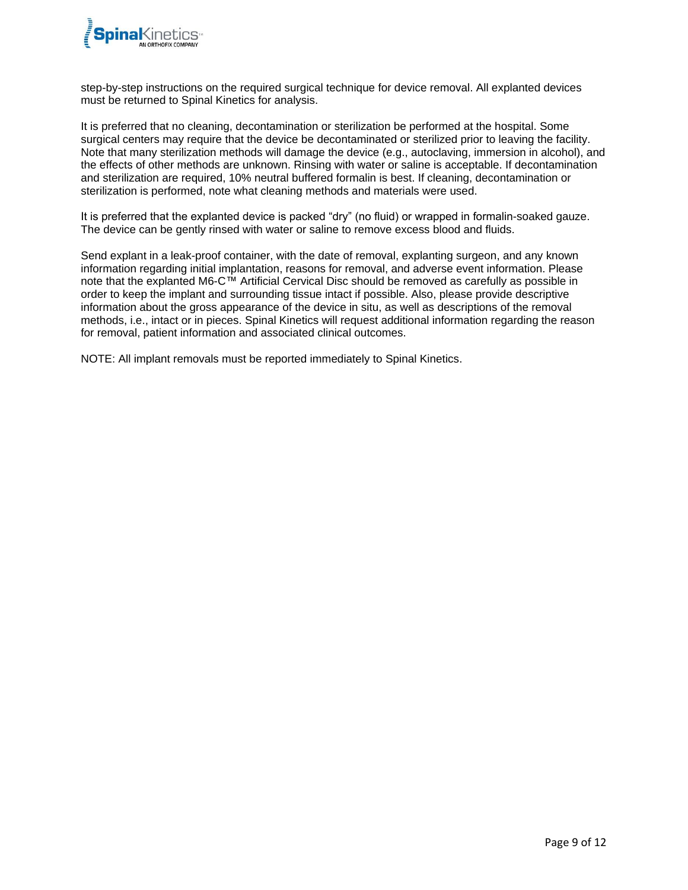step-by-step instructions on the required surgical technique for device removal. All explanted devices must be returned to Spinal Kinetics for analysis.

It is preferred that no cleaning, decontamination or sterilization be performed at the hospital. Some surgical centers may require that the device be decontaminated or sterilized prior to leaving the facility. Note that many sterilization methods will damage the device (e.g., autoclaving, immersion in alcohol), and the effects of other methods are unknown. Rinsing with water or saline is acceptable. If decontamination and sterilization are required, 10% neutral buffered formalin is best. If cleaning, decontamination or sterilization is performed, note what cleaning methods and materials were used.

It is preferred that the explanted device is packed "dry" (no fluid) or wrapped in formalin-soaked gauze. The device can be gently rinsed with water or saline to remove excess blood and fluids.

Send explant in a leak-proof container, with the date of removal, explanting surgeon, and any known information regarding initial implantation, reasons for removal, and adverse event information. Please note that the explanted M6-C™ Artificial Cervical Disc should be removed as carefully as possible in order to keep the implant and surrounding tissue intact if possible. Also, please provide descriptive information about the gross appearance of the device in situ, as well as descriptions of the removal methods, i.e., intact or in pieces. Spinal Kinetics will request additional information regarding the reason for removal, patient information and associated clinical outcomes.

NOTE: All implant removals must be reported immediately to Spinal Kinetics.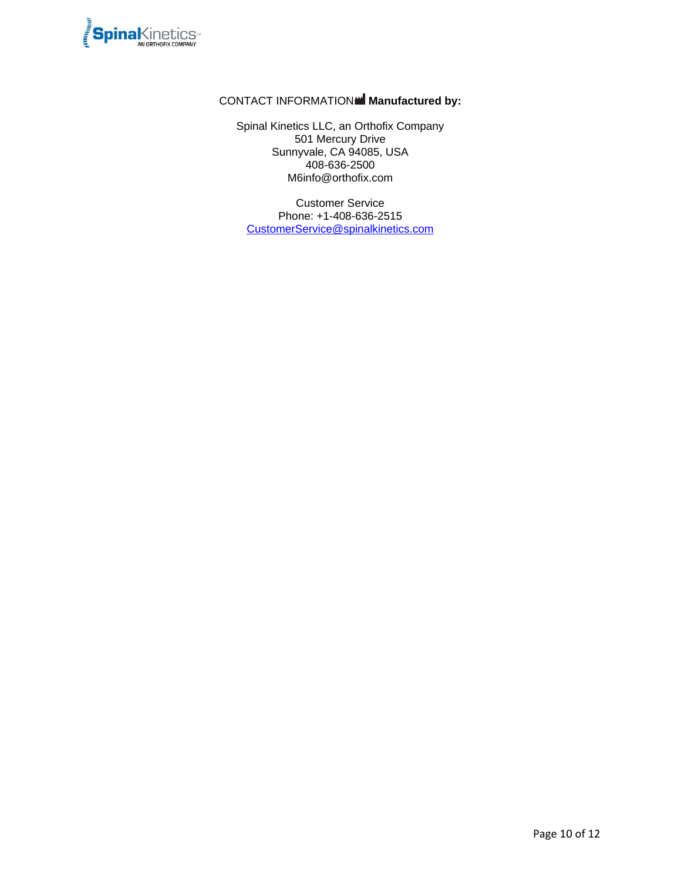CONTACT INFORMATION **Manufactured by:**

Spinal Kinetics LLC, an Orthofix Company
501 Mercury Drive
Sunnyvale, CA 94085, USA
408-636-2500
M6info@orthofix.com

Customer Service
Phone: +1-408-636-2515
CustomerService@spinalkinetics.com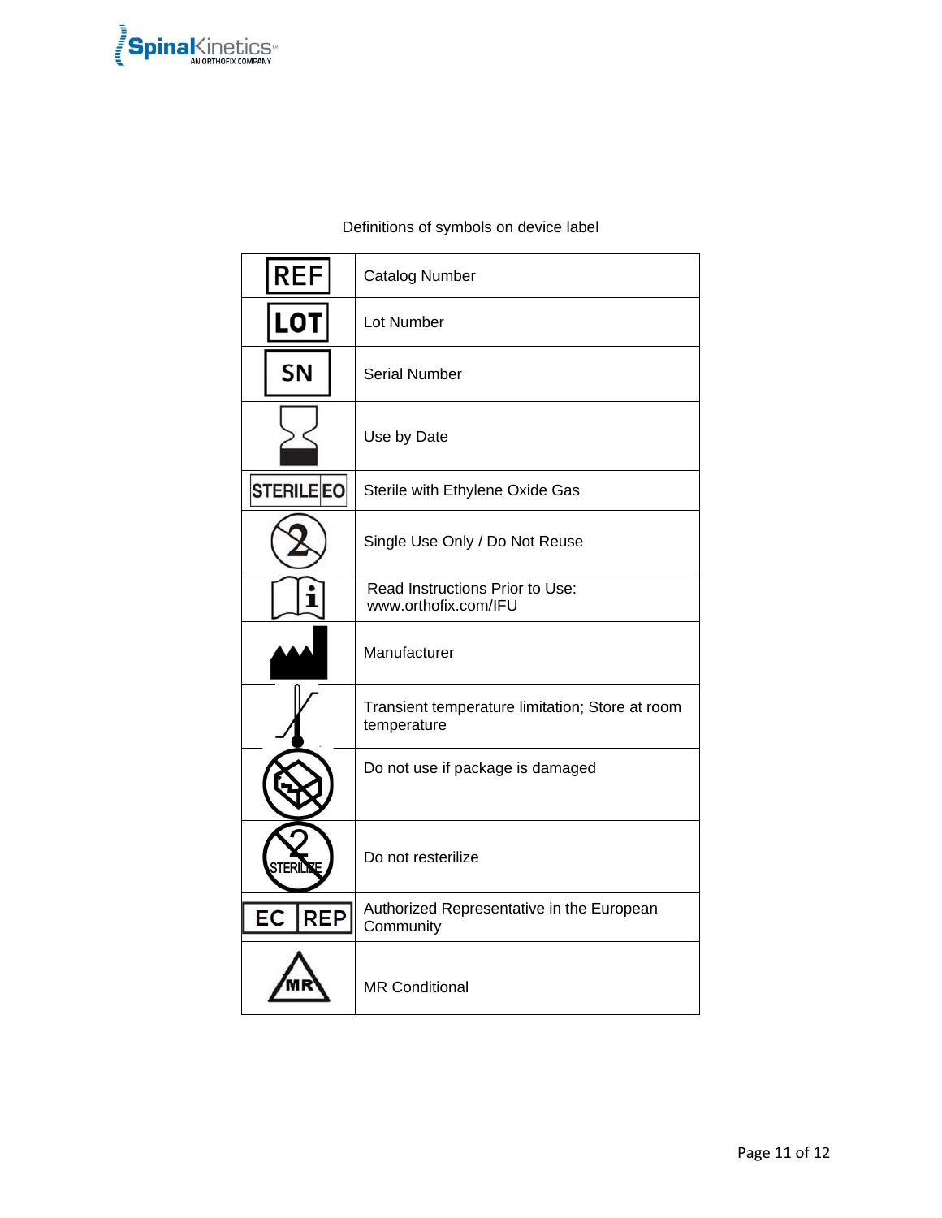Definitions of symbols on device label

| Symbol | Definition |
| --- | --- |
| REF | Catalog Number |
| LOT | Lot Number |
| SN | Serial Number |
| | Use by Date |
| STERILE EO | Sterile with Ethylene Oxide Gas |
| | Single Use Only / Do Not Reuse |
| | Read Instructions Prior to Use: www.orthofix.com/IFU |
| | Manufacturer |
| | Transient temperature limitation; Store at room temperature |
| | Do not use if package is damaged |
| STERILIZE | Do not resterilize |
| EC REP | Authorized Representative in the European Community |
| MR | MR Conditional |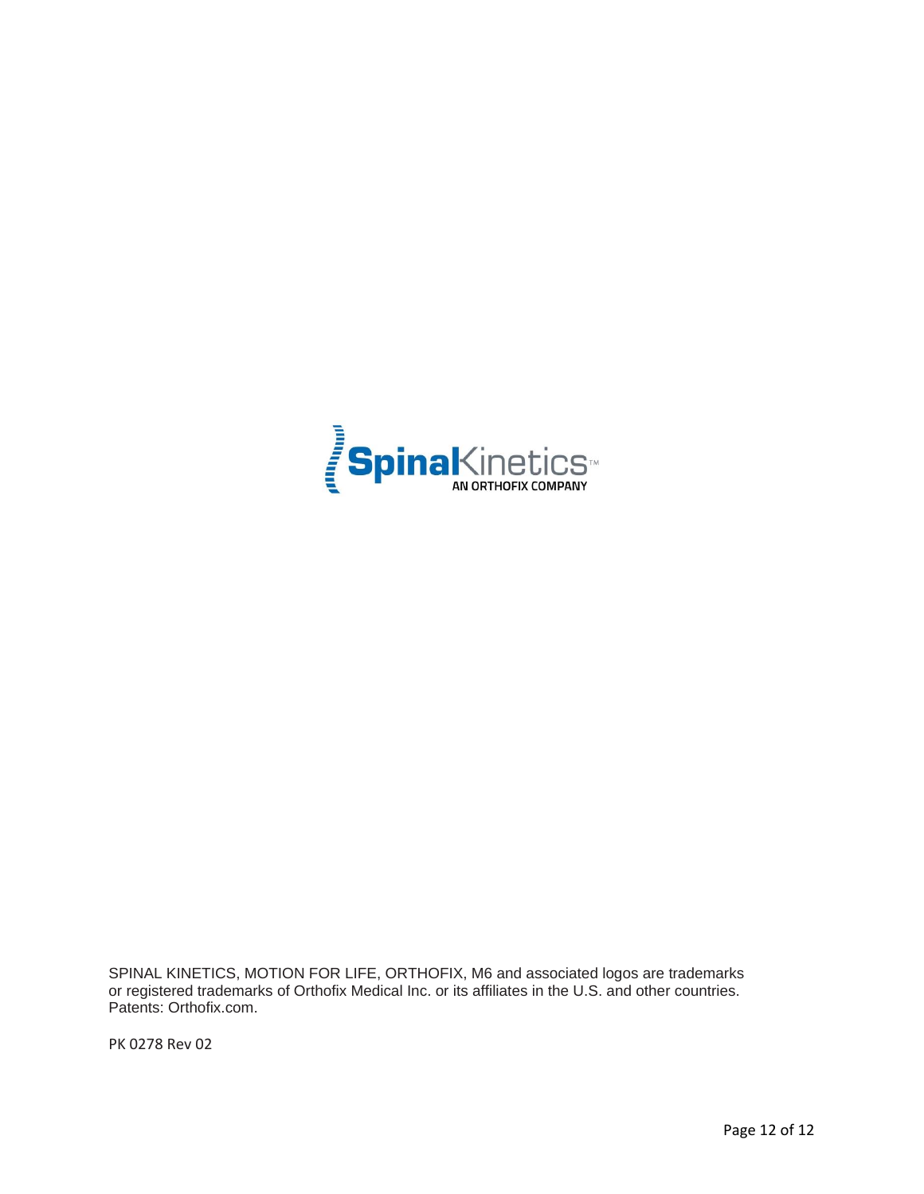SpinalKinetics™
AN ORTHOFIX COMPANY

SPINAL KINETICS, MOTION FOR LIFE, ORTHOFIX, M6 and associated logos are trademarks or registered trademarks of Orthofix Medical Inc. or its affiliates in the U.S. and other countries. Patents: Orthofix.com.

PK 0278 Rev 02